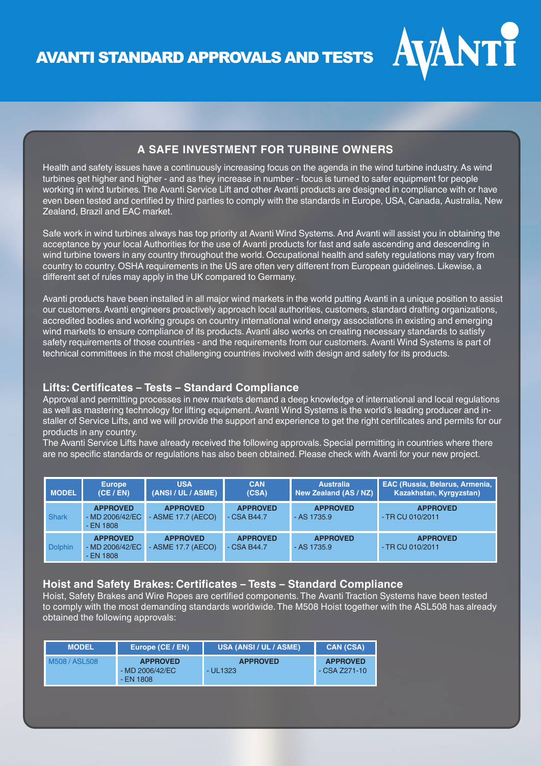# AVANTI STANDARD APPROVALS AND TESTS

AVANTI

## A SAFE INVESTMENT FOR TURBINE OWNERS

Health and safety issues have a continuously increasing focus on the agenda in the wind turbine industry. As wind turbines get higher and higher - and as they increase in number - focus is turned to safer equipment for people working in wind turbines. The Avanti Service Lift and other Avanti products are designed in compliance with or have even been tested and certified by third parties to comply with the standards in Europe, USA, Canada, Australia, New Zealand, Brazil and EAC market.

Safe work in wind turbines always has top priority at Avanti Wind Systems. And Avanti will assist you in obtaining the acceptance by your local Authorities for the use of Avanti products for fast and safe ascending and descending in wind turbine towers in any country throughout the world. Occupational health and safety regulations may vary from country to country. OSHA requirements in the US are often very different from European guidelines. Likewise, a different set of rules may apply in the UK compared to Germany.

Avanti products have been installed in all major wind markets in the world putting Avanti in a unique position to assist our customers. Avanti engineers proactively approach local authorities, customers, standard drafting organizations, accredited bodies and working groups on country international wind energy associations in existing and emerging wind markets to ensure compliance of its products. Avanti also works on creating necessary standards to satisfy safety requirements of those countries - and the requirements from our customers. Avanti Wind Systems is part of technical committees in the most challenging countries involved with design and safety for its products.

### Lifts: Certificates – Tests – Standard Compliance

Approval and permitting processes in new markets demand a deep knowledge of international and local regulations as well as mastering technology for lifting equipment. Avanti Wind Systems is the world's leading producer and installer of Service Lifts, and we will provide the support and experience to get the right certificates and permits for our products in any country.

The Avanti Service Lifts have already received the following approvals. Special permitting in countries where there are no specific standards or regulations has also been obtained. Please check with Avanti for your new project.

| MODEL | Europe (CE / EN) | USA (ANSI / UL / ASME) | CAN (CSA) | Australia New Zealand (AS / NZ) | EAC (Russia, Belarus, Armenia, Kazakhstan, Kyrgyzstan) |
|---|---|---|---|---|---|
| Shark | **APPROVED** - MD 2006/42/EC - EN 1808 | **APPROVED** - ASME 17.7 (AECO) | **APPROVED** - CSA B44.7 | **APPROVED** - AS 1735.9 | **APPROVED** - TR CU 010/2011 |
| Dolphin | **APPROVED** - MD 2006/42/EC - EN 1808 | **APPROVED** - ASME 17.7 (AECO) | **APPROVED** - CSA B44.7 | **APPROVED** - AS 1735.9 | **APPROVED** - TR CU 010/2011 |

### Hoist and Safety Brakes: Certificates – Tests – Standard Compliance

Hoist, Safety Brakes and Wire Ropes are certified components. The Avanti Traction Systems have been tested to comply with the most demanding standards worldwide. The M508 Hoist together with the ASL508 has already obtained the following approvals:

| MODEL | Europe (CE / EN) | USA (ANSI / UL / ASME) | CAN (CSA) |
|---|---|---|---|
| M508 / ASL508 | **APPROVED** - MD 2006/42/EC - EN 1808 | **APPROVED** - UL1323 | **APPROVED** - CSA Z271-10 |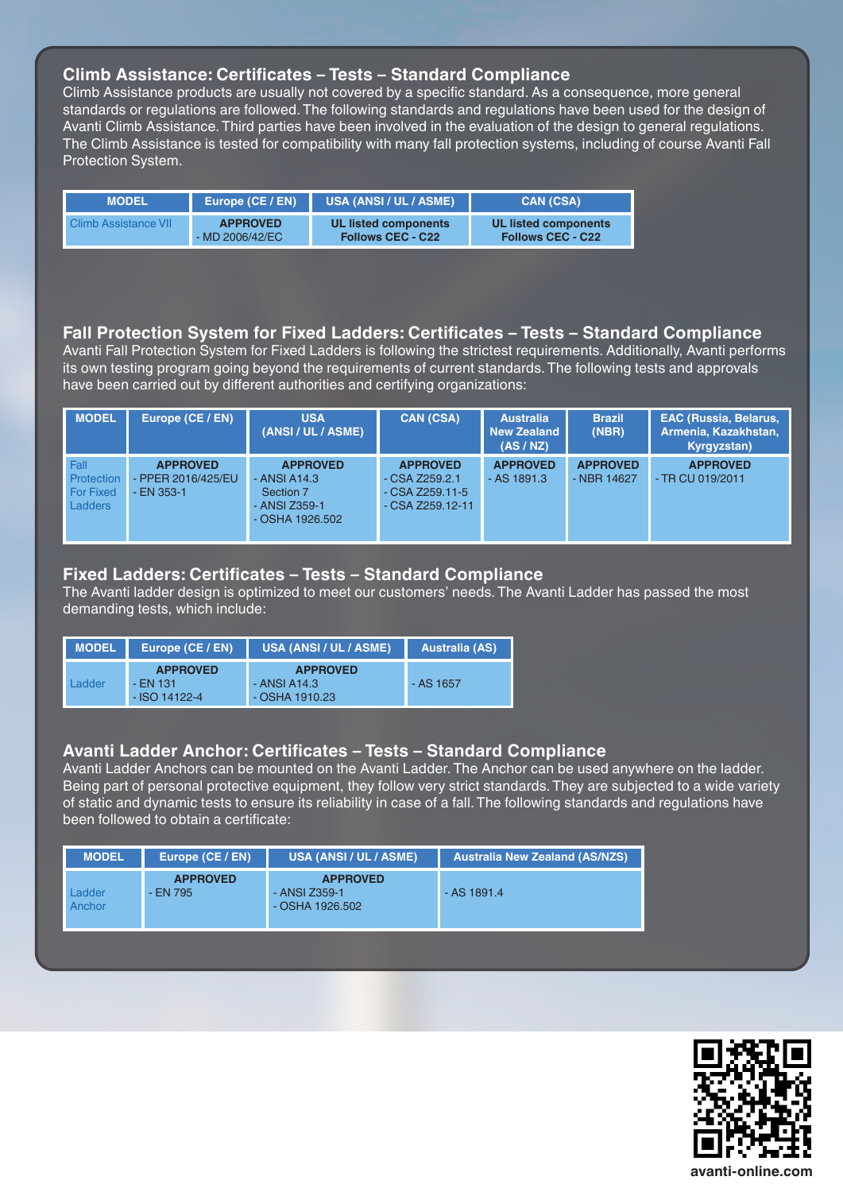## Climb Assistance: Certificates – Tests – Standard Compliance

Climb Assistance products are usually not covered by a specific standard. As a consequence, more general standards or regulations are followed. The following standards and regulations have been used for the design of Avanti Climb Assistance. Third parties have been involved in the evaluation of the design to general regulations. The Climb Assistance is tested for compatibility with many fall protection systems, including of course Avanti Fall Protection System.

| MODEL | Europe (CE / EN) | USA (ANSI / UL / ASME) | CAN (CSA) |
|---|---|---|---|
| Climb Assistance VII | **APPROVED**<br>- MD 2006/42/EC | **UL listed components**<br>**Follows CEC - C22** | **UL listed components**<br>**Follows CEC - C22** |

## Fall Protection System for Fixed Ladders: Certificates – Tests – Standard Compliance

Avanti Fall Protection System for Fixed Ladders is following the strictest requirements. Additionally, Avanti performs its own testing program going beyond the requirements of current standards. The following tests and approvals have been carried out by different authorities and certifying organizations:

| MODEL | Europe (CE / EN) | USA (ANSI / UL / ASME) | CAN (CSA) | Australia New Zealand (AS / NZ) | Brazil (NBR) | EAC (Russia, Belarus, Armenia, Kazakhstan, Kyrgyzstan) |
|---|---|---|---|---|---|---|
| Fall Protection For Fixed Ladders | **APPROVED**<br>- PPER 2016/425/EU<br>- EN 353-1 | **APPROVED**<br>- ANSI A14.3 Section 7<br>- ANSI Z359-1<br>- OSHA 1926.502 | **APPROVED**<br>- CSA Z259.2.1<br>- CSA Z259.11-5<br>- CSA Z259.12-11 | **APPROVED**<br>- AS 1891.3 | **APPROVED**<br>- NBR 14627 | **APPROVED**<br>- TR CU 019/2011 |

## Fixed Ladders: Certificates – Tests – Standard Compliance

The Avanti ladder design is optimized to meet our customers' needs. The Avanti Ladder has passed the most demanding tests, which include:

| MODEL | Europe (CE / EN) | USA (ANSI / UL / ASME) | Australia (AS) |
|---|---|---|---|
| Ladder | **APPROVED**<br>- EN 131<br>- ISO 14122-4 | **APPROVED**<br>- ANSI A14.3<br>- OSHA 1910.23 | - AS 1657 |

## Avanti Ladder Anchor: Certificates – Tests – Standard Compliance

Avanti Ladder Anchors can be mounted on the Avanti Ladder. The Anchor can be used anywhere on the ladder. Being part of personal protective equipment, they follow very strict standards. They are subjected to a wide variety of static and dynamic tests to ensure its reliability in case of a fall. The following standards and regulations have been followed to obtain a certificate:

| MODEL | Europe (CE / EN) | USA (ANSI / UL / ASME) | Australia New Zealand (AS/NZS) |
|---|---|---|---|
| Ladder Anchor | **APPROVED**<br>- EN 795 | **APPROVED**<br>- ANSI Z359-1<br>- OSHA 1926.502 | - AS 1891.4 |

avanti-online.com